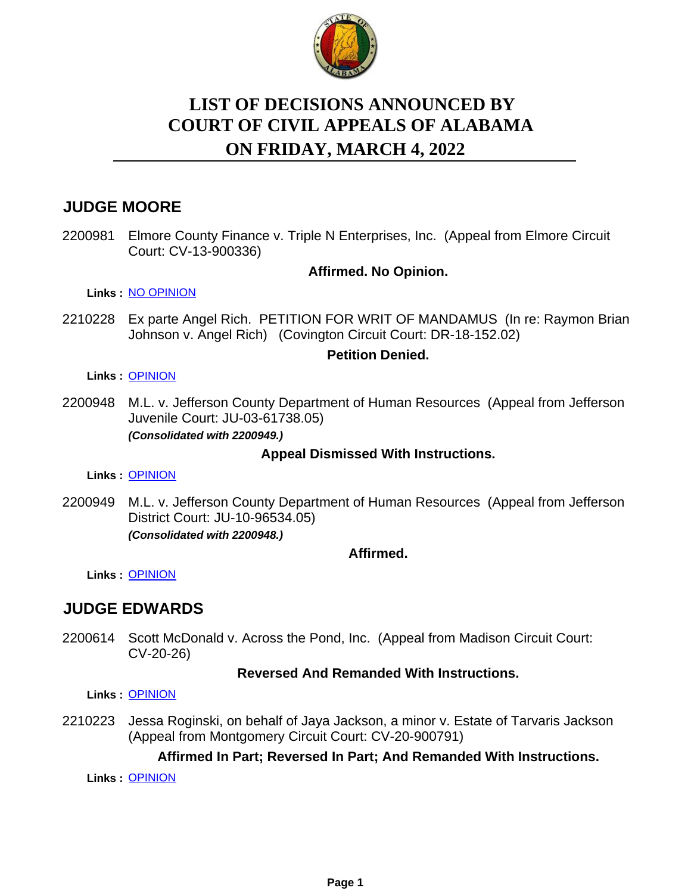# LIST OF DECISIONS ANNOUNCED BY COURT OF CIVIL APPEALS OF ALABAMA ON FRIDAY, MARCH 4, 2022

## JUDGE MOORE

2200981 Elmore County Finance v. Triple N Enterprises, Inc. (Appeal from Elmore Circuit Court: CV-13-900336)

**Affirmed. No Opinion.**

**Links :** NO OPINION

2210228 Ex parte Angel Rich. PETITION FOR WRIT OF MANDAMUS (In re: Raymon Brian Johnson v. Angel Rich) (Covington Circuit Court: DR-18-152.02)

**Petition Denied.**

**Links :** OPINION

2200948 M.L. v. Jefferson County Department of Human Resources (Appeal from Jefferson Juvenile Court: JU-03-61738.05)
***(Consolidated with 2200949.)***

**Appeal Dismissed With Instructions.**

**Links :** OPINION

2200949 M.L. v. Jefferson County Department of Human Resources (Appeal from Jefferson District Court: JU-10-96534.05)
***(Consolidated with 2200948.)***

**Affirmed.**

**Links :** OPINION

## JUDGE EDWARDS

2200614 Scott McDonald v. Across the Pond, Inc. (Appeal from Madison Circuit Court: CV-20-26)

**Reversed And Remanded With Instructions.**

**Links :** OPINION

2210223 Jessa Roginski, on behalf of Jaya Jackson, a minor v. Estate of Tarvaris Jackson (Appeal from Montgomery Circuit Court: CV-20-900791)

**Affirmed In Part; Reversed In Part; And Remanded With Instructions.**

**Links :** OPINION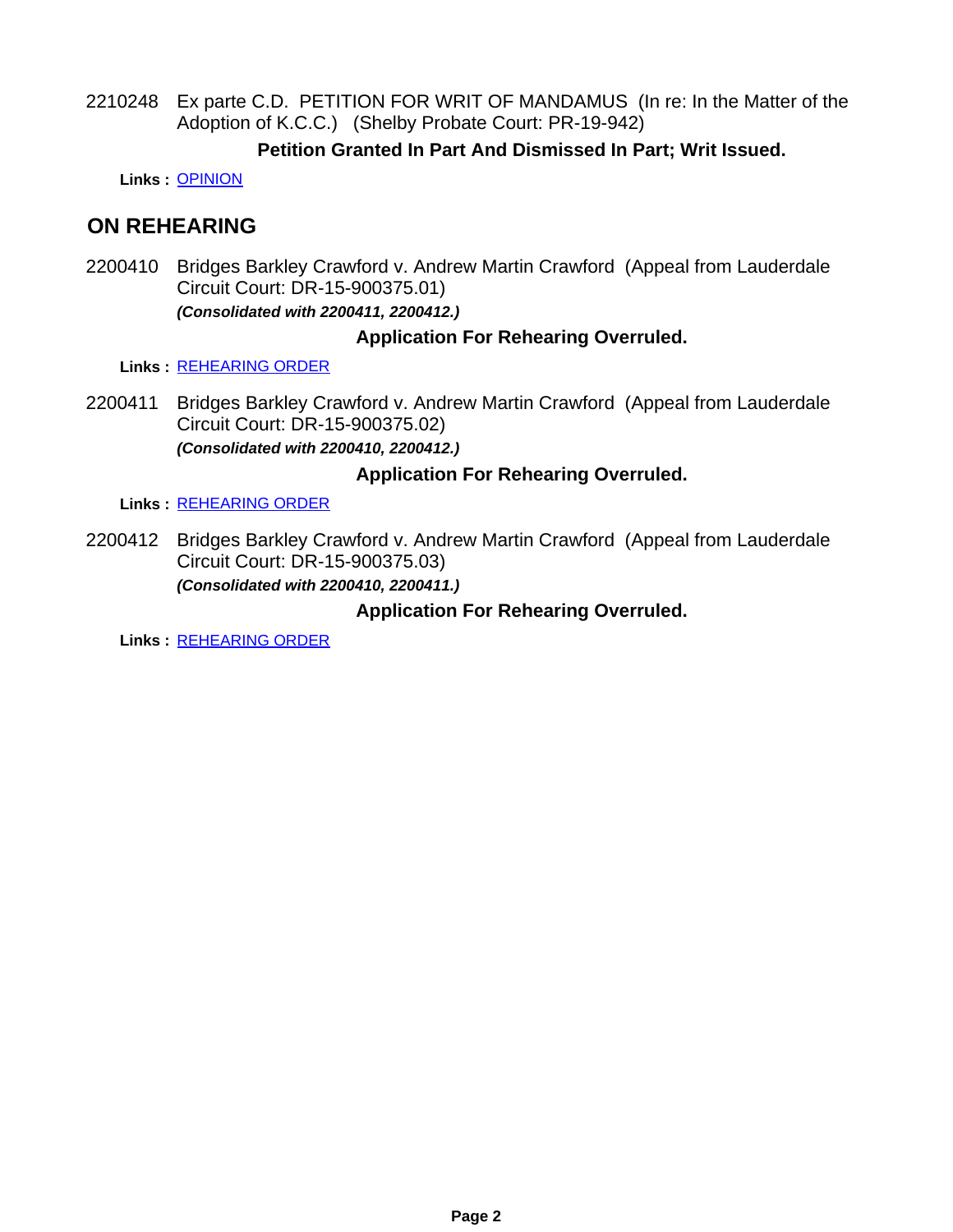2210248 Ex parte C.D. PETITION FOR WRIT OF MANDAMUS (In re: In the Matter of the Adoption of K.C.C.) (Shelby Probate Court: PR-19-942)

**Petition Granted In Part And Dismissed In Part; Writ Issued.**

**Links :** OPINION

## ON REHEARING

2200410 Bridges Barkley Crawford v. Andrew Martin Crawford (Appeal from Lauderdale Circuit Court: DR-15-900375.01)

***(Consolidated with 2200411, 2200412.)***

**Application For Rehearing Overruled.**

**Links :** REHEARING ORDER

2200411 Bridges Barkley Crawford v. Andrew Martin Crawford (Appeal from Lauderdale Circuit Court: DR-15-900375.02)

***(Consolidated with 2200410, 2200412.)***

**Application For Rehearing Overruled.**

**Links :** REHEARING ORDER

2200412 Bridges Barkley Crawford v. Andrew Martin Crawford (Appeal from Lauderdale Circuit Court: DR-15-900375.03)

***(Consolidated with 2200410, 2200411.)***

**Application For Rehearing Overruled.**

**Links :** REHEARING ORDER